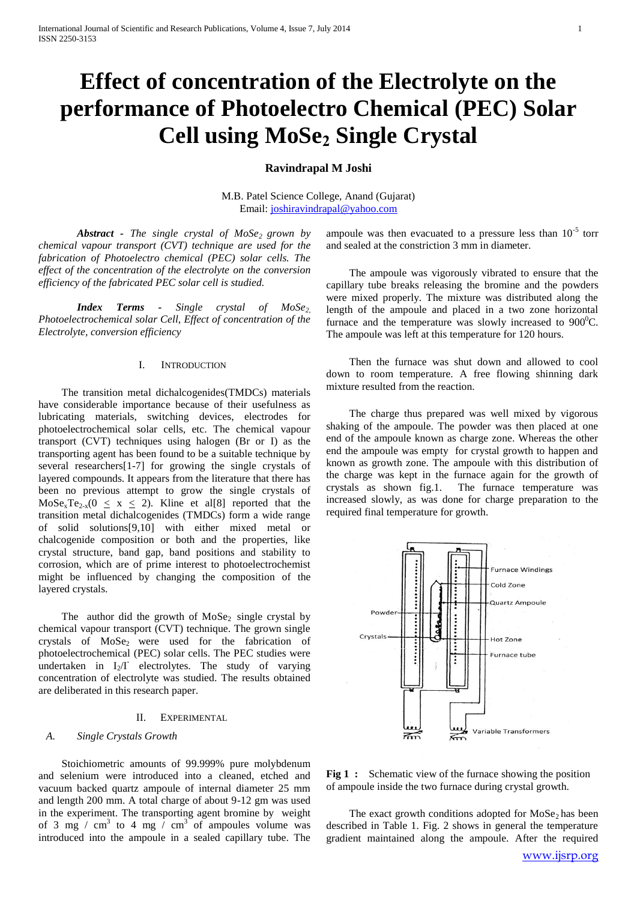# Effect of concentration of the Electrolyte on the performance of Photoelectro Chemical (PEC) Solar Cell using $MoSe_2$ Single Crystal

**Ravindrapal M Joshi**

M.B. Patel Science College, Anand (Gujarat)
Email: joshiravindrapal@yahoo.com

***Abstract*** *- The single crystal of $MoSe_2$ grown by chemical vapour transport (CVT) technique are used for the fabrication of Photoelectro chemical (PEC) solar cells. The effect of the concentration of the electrolyte on the conversion efficiency of the fabricated PEC solar cell is studied.*

***Index Terms*** *- Single crystal of $MoSe_2$, Photoelectrochemical solar Cell, Effect of concentration of the Electrolyte, conversion efficiency*

## I. Introduction

The transition metal dichalcogenides(TMDCs) materials have considerable importance because of their usefulness as lubricating materials, switching devices, electrodes for photoelectrochemical solar cells, etc. The chemical vapour transport (CVT) techniques using halogen (Br or I) as the transporting agent has been found to be a suitable technique by several researchers[1-7] for growing the single crystals of layered compounds. It appears from the literature that there has been no previous attempt to grow the single crystals of $MoSe_xTe_{2-x}(0 \leq x \leq 2)$. Kline et al[8] reported that the transition metal dichalcogenides (TMDCs) form a wide range of solid solutions[9,10] with either mixed metal or chalcogenide composition or both and the properties, like crystal structure, band gap, band positions and stability to corrosion, which are of prime interest to photoelectrochemist might be influenced by changing the composition of the layered crystals.

The author did the growth of $MoSe_2$ single crystal by chemical vapour transport (CVT) technique. The grown single crystals of $MoSe_2$ were used for the fabrication of photoelectrochemical (PEC) solar cells. The PEC studies were undertaken in $I_2/I^-$ electrolytes. The study of varying concentration of electrolyte was studied. The results obtained are deliberated in this research paper.

## II. Experimental

### A. Single Crystals Growth

Stoichiometric amounts of 99.999% pure molybdenum and selenium were introduced into a cleaned, etched and vacuum backed quartz ampoule of internal diameter 25 mm and length 200 mm. A total charge of about 9-12 gm was used in the experiment. The transporting agent bromine by weight of 3 mg / $cm^3$ to 4 mg / $cm^3$ of ampoules volume was introduced into the ampoule in a sealed capillary tube. The ampoule was then evacuated to a pressure less than $10^{-5}$ torr and sealed at the constriction 3 mm in diameter.

The ampoule was vigorously vibrated to ensure that the capillary tube breaks releasing the bromine and the powders were mixed properly. The mixture was distributed along the length of the ampoule and placed in a two zone horizontal furnace and the temperature was slowly increased to $900^0$C. The ampoule was left at this temperature for 120 hours.

Then the furnace was shut down and allowed to cool down to room temperature. A free flowing shinning dark mixture resulted from the reaction.

The charge thus prepared was well mixed by vigorous shaking of the ampoule. The powder was then placed at one end of the ampoule known as charge zone. Whereas the other end the ampoule was empty for crystal growth to happen and known as growth zone. The ampoule with this distribution of the charge was kept in the furnace again for the growth of crystals as shown fig.1. The furnace temperature was increased slowly, as was done for charge preparation to the required final temperature for growth.

Furnace Windings
Cold Zone
Quartz Ampoule
Powder
Crystals
Hot Zone
Furnace tube
Variable Transformers

**Fig 1 :** Schematic view of the furnace showing the position of ampoule inside the two furnace during crystal growth.

The exact growth conditions adopted for $MoSe_2$ has been described in Table 1. Fig. 2 shows in general the temperature gradient maintained along the ampoule. After the required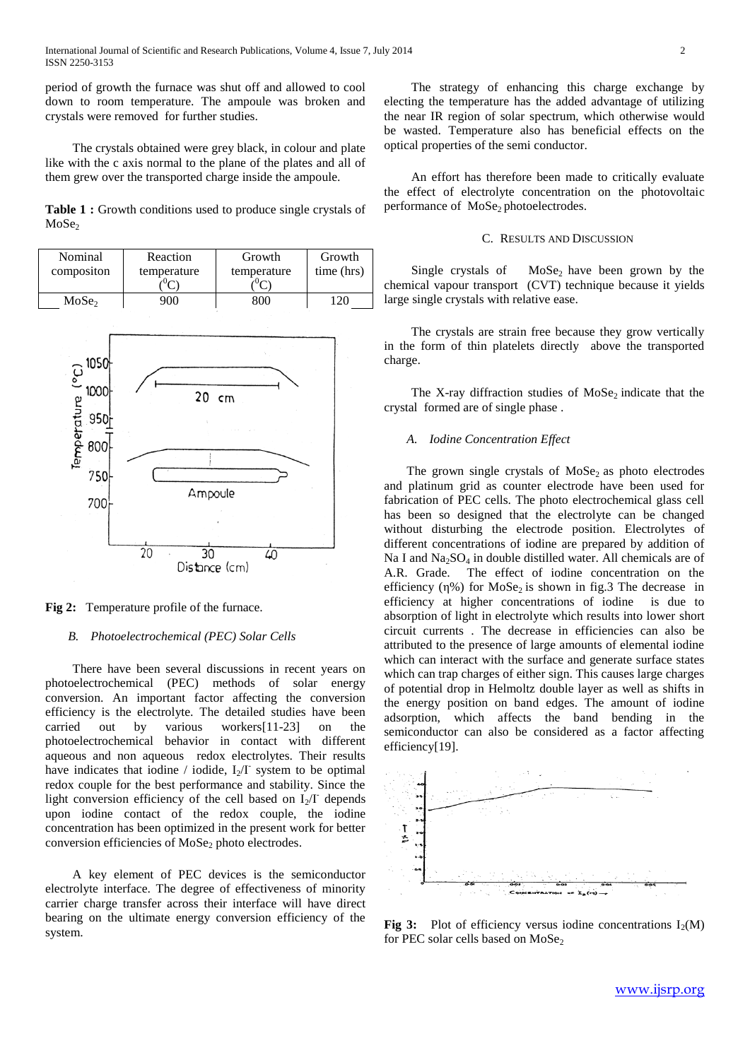period of growth the furnace was shut off and allowed to cool down to room temperature. The ampoule was broken and crystals were removed for further studies.

The crystals obtained were grey black, in colour and plate like with the c axis normal to the plane of the plates and all of them grew over the transported charge inside the ampoule.

**Table 1 :** Growth conditions used to produce single crystals of $MoSe_2$

| Nominal compositon | Reaction temperature ($^0C$) | Growth temperature ($^0C$) | Growth time (hrs) |
|---|---|---|---|
| $MoSe_2$ | 900 | 800 | 120 |

1050
1000
950
800
750
700
Temperature (°C)
20 cm
Ampoule
20
30
40
Distance (cm)

**Fig 2:** Temperature profile of the furnace.

### *B. Photoelectrochemical (PEC) Solar Cells*

There have been several discussions in recent years on photoelectrochemical (PEC) methods of solar energy conversion. An important factor affecting the conversion efficiency is the electrolyte. The detailed studies have been carried out by various workers[11-23] on the photoelectrochemical behavior in contact with different aqueous and non aqueous redox electrolytes. Their results have indicates that iodine / iodide, $I_2/I^-$ system to be optimal redox couple for the best performance and stability. Since the light conversion efficiency of the cell based on $I_2/I^-$ depends upon iodine contact of the redox couple, the iodine concentration has been optimized in the present work for better conversion efficiencies of $MoSe_2$ photo electrodes.

A key element of PEC devices is the semiconductor electrolyte interface. The degree of effectiveness of minority carrier charge transfer across their interface will have direct bearing on the ultimate energy conversion efficiency of the system.

The strategy of enhancing this charge exchange by electing the temperature has the added advantage of utilizing the near IR region of solar spectrum, which otherwise would be wasted. Temperature also has beneficial effects on the optical properties of the semi conductor.

An effort has therefore been made to critically evaluate the effect of electrolyte concentration on the photovoltaic performance of $MoSe_2$ photoelectrodes.

## C. Results and Discussion

Single crystals of $MoSe_2$ have been grown by the chemical vapour transport (CVT) technique because it yields large single crystals with relative ease.

The crystals are strain free because they grow vertically in the form of thin platelets directly above the transported charge.

The X-ray diffraction studies of $MoSe_2$ indicate that the crystal formed are of single phase .

### *A. Iodine Concentration Effect*

The grown single crystals of $MoSe_2$ as photo electrodes and platinum grid as counter electrode have been used for fabrication of PEC cells. The photo electrochemical glass cell has been so designed that the electrolyte can be changed without disturbing the electrode position. Electrolytes of different concentrations of iodine are prepared by addition of Na I and $Na_2SO_4$ in double distilled water. All chemicals are of A.R. Grade. The effect of iodine concentration on the efficiency (η%) for $MoSe_2$ is shown in fig.3 The decrease in efficiency at higher concentrations of iodine is due to absorption of light in electrolyte which results into lower short circuit currents . The decrease in efficiencies can also be attributed to the presence of large amounts of elemental iodine which can interact with the surface and generate surface states which can trap charges of either sign. This causes large charges of potential drop in Helmoltz double layer as well as shifts in the energy position on band edges. The amount of iodine adsorption, which affects the band bending in the semiconductor can also be considered as a factor affecting efficiency[19].

η%
Concentration of $I_2$ (M)

**Fig 3:** Plot of efficiency versus iodine concentrations $I_2$(M) for PEC solar cells based on $MoSe_2$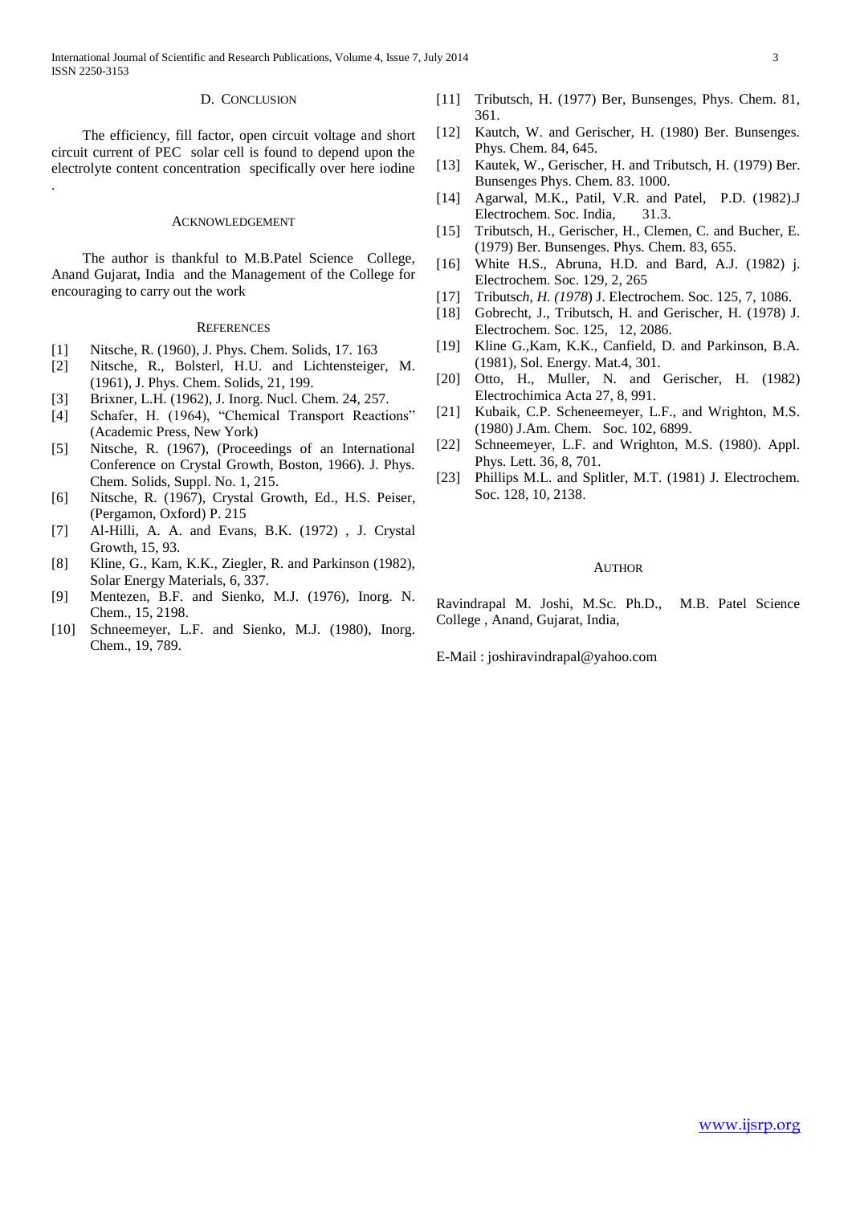## D. Conclusion

The efficiency, fill factor, open circuit voltage and short circuit current of PEC solar cell is found to depend upon the electrolyte content concentration specifically over here iodine .

## Acknowledgement

The author is thankful to M.B.Patel Science College, Anand Gujarat, India and the Management of the College for encouraging to carry out the work

## References

[1] Nitsche, R. (1960), J. Phys. Chem. Solids, 17. 163
[2] Nitsche, R., Bolsterl, H.U. and Lichtensteiger, M. (1961), J. Phys. Chem. Solids, 21, 199.
[3] Brixner, L.H. (1962), J. Inorg. Nucl. Chem. 24, 257.
[4] Schafer, H. (1964), "Chemical Transport Reactions" (Academic Press, New York)
[5] Nitsche, R. (1967), (Proceedings of an International Conference on Crystal Growth, Boston, 1966). J. Phys. Chem. Solids, Suppl. No. 1, 215.
[6] Nitsche, R. (1967), Crystal Growth, Ed., H.S. Peiser, (Pergamon, Oxford) P. 215
[7] Al-Hilli, A. A. and Evans, B.K. (1972) , J. Crystal Growth, 15, 93.
[8] Kline, G., Kam, K.K., Ziegler, R. and Parkinson (1982), Solar Energy Materials, 6, 337.
[9] Mentezen, B.F. and Sienko, M.J. (1976), Inorg. N. Chem., 15, 2198.
[10] Schneemeyer, L.F. and Sienko, M.J. (1980), Inorg. Chem., 19, 789.
[11] Tributsch, H. (1977) Ber, Bunsenges, Phys. Chem. 81, 361.
[12] Kautch, W. and Gerischer, H. (1980) Ber. Bunsenges. Phys. Chem. 84, 645.
[13] Kautek, W., Gerischer, H. and Tributsch, H. (1979) Ber. Bunsenges Phys. Chem. 83. 1000.
[14] Agarwal, M.K., Patil, V.R. and Patel, P.D. (1982).J Electrochem. Soc. India, 31.3.
[15] Tributsch, H., Gerischer, H., Clemen, C. and Bucher, E. (1979) Ber. Bunsenges. Phys. Chem. 83, 655.
[16] White H.S., Abruna, H.D. and Bard, A.J. (1982) j. Electrochem. Soc. 129, 2, 265
[17] Tributsc*h, H. (1978*) J. Electrochem. Soc. 125, 7, 1086.
[18] Gobrecht, J., Tributsch, H. and Gerischer, H. (1978) J. Electrochem. Soc. 125, 12, 2086.
[19] Kline G.,Kam, K.K., Canfield, D. and Parkinson, B.A. (1981), Sol. Energy. Mat.4, 301.
[20] Otto, H., Muller, N. and Gerischer, H. (1982) Electrochimica Acta 27, 8, 991.
[21] Kubaik, C.P. Scheneemeyer, L.F., and Wrighton, M.S. (1980) J.Am. Chem. Soc. 102, 6899.
[22] Schneemeyer, L.F. and Wrighton, M.S. (1980). Appl. Phys. Lett. 36, 8, 701.
[23] Phillips M.L. and Splitler, M.T. (1981) J. Electrochem. Soc. 128, 10, 2138.

## Author

Ravindrapal M. Joshi, M.Sc. Ph.D., M.B. Patel Science College , Anand, Gujarat, India,

E-Mail : joshiravindrapal@yahoo.com